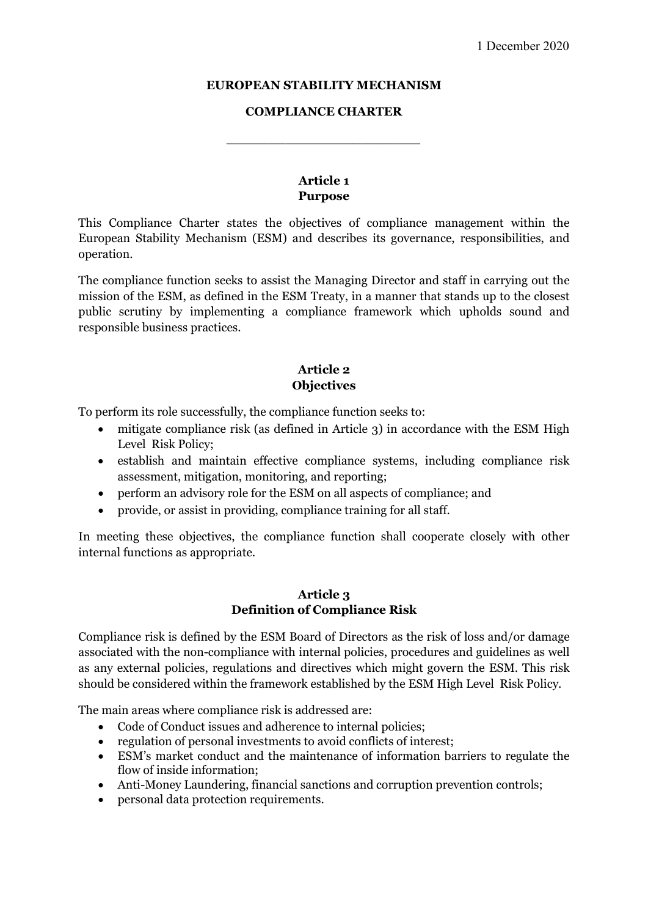1 December 2020

**EUROPEAN STABILITY MECHANISM**

**COMPLIANCE CHARTER**

---

## Article 1
## Purpose

This Compliance Charter states the objectives of compliance management within the European Stability Mechanism (ESM) and describes its governance, responsibilities, and operation.

The compliance function seeks to assist the Managing Director and staff in carrying out the mission of the ESM, as defined in the ESM Treaty, in a manner that stands up to the closest public scrutiny by implementing a compliance framework which upholds sound and responsible business practices.

## Article 2
## Objectives

To perform its role successfully, the compliance function seeks to:

- mitigate compliance risk (as defined in Article 3) in accordance with the ESM High Level Risk Policy;
- establish and maintain effective compliance systems, including compliance risk assessment, mitigation, monitoring, and reporting;
- perform an advisory role for the ESM on all aspects of compliance; and
- provide, or assist in providing, compliance training for all staff.

In meeting these objectives, the compliance function shall cooperate closely with other internal functions as appropriate.

## Article 3
## Definition of Compliance Risk

Compliance risk is defined by the ESM Board of Directors as the risk of loss and/or damage associated with the non-compliance with internal policies, procedures and guidelines as well as any external policies, regulations and directives which might govern the ESM. This risk should be considered within the framework established by the ESM High Level Risk Policy.

The main areas where compliance risk is addressed are:

- Code of Conduct issues and adherence to internal policies;
- regulation of personal investments to avoid conflicts of interest;
- ESM's market conduct and the maintenance of information barriers to regulate the flow of inside information;
- Anti-Money Laundering, financial sanctions and corruption prevention controls;
- personal data protection requirements.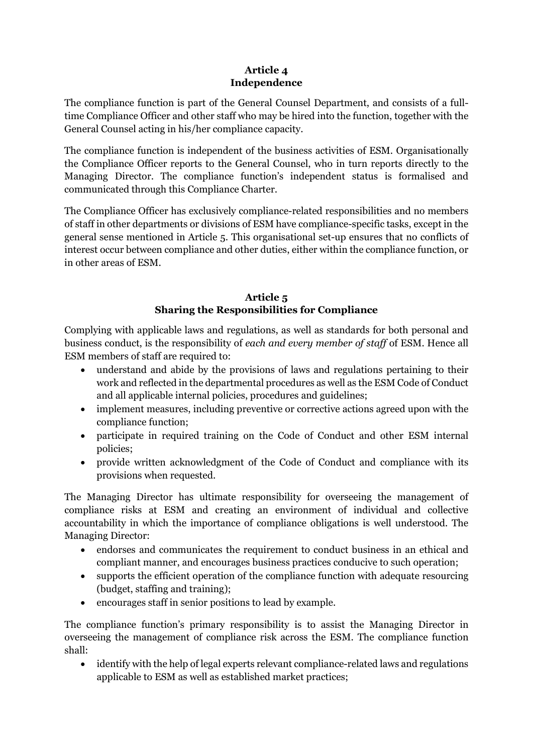## Article 4
## Independence

The compliance function is part of the General Counsel Department, and consists of a full-time Compliance Officer and other staff who may be hired into the function, together with the General Counsel acting in his/her compliance capacity.

The compliance function is independent of the business activities of ESM. Organisationally the Compliance Officer reports to the General Counsel, who in turn reports directly to the Managing Director. The compliance function's independent status is formalised and communicated through this Compliance Charter.

The Compliance Officer has exclusively compliance-related responsibilities and no members of staff in other departments or divisions of ESM have compliance-specific tasks, except in the general sense mentioned in Article 5. This organisational set-up ensures that no conflicts of interest occur between compliance and other duties, either within the compliance function, or in other areas of ESM.

## Article 5
## Sharing the Responsibilities for Compliance

Complying with applicable laws and regulations, as well as standards for both personal and business conduct, is the responsibility of *each and every member of staff* of ESM. Hence all ESM members of staff are required to:

- understand and abide by the provisions of laws and regulations pertaining to their work and reflected in the departmental procedures as well as the ESM Code of Conduct and all applicable internal policies, procedures and guidelines;
- implement measures, including preventive or corrective actions agreed upon with the compliance function;
- participate in required training on the Code of Conduct and other ESM internal policies;
- provide written acknowledgment of the Code of Conduct and compliance with its provisions when requested.

The Managing Director has ultimate responsibility for overseeing the management of compliance risks at ESM and creating an environment of individual and collective accountability in which the importance of compliance obligations is well understood. The Managing Director:

- endorses and communicates the requirement to conduct business in an ethical and compliant manner, and encourages business practices conducive to such operation;
- supports the efficient operation of the compliance function with adequate resourcing (budget, staffing and training);
- encourages staff in senior positions to lead by example.

The compliance function's primary responsibility is to assist the Managing Director in overseeing the management of compliance risk across the ESM. The compliance function shall:

- identify with the help of legal experts relevant compliance-related laws and regulations applicable to ESM as well as established market practices;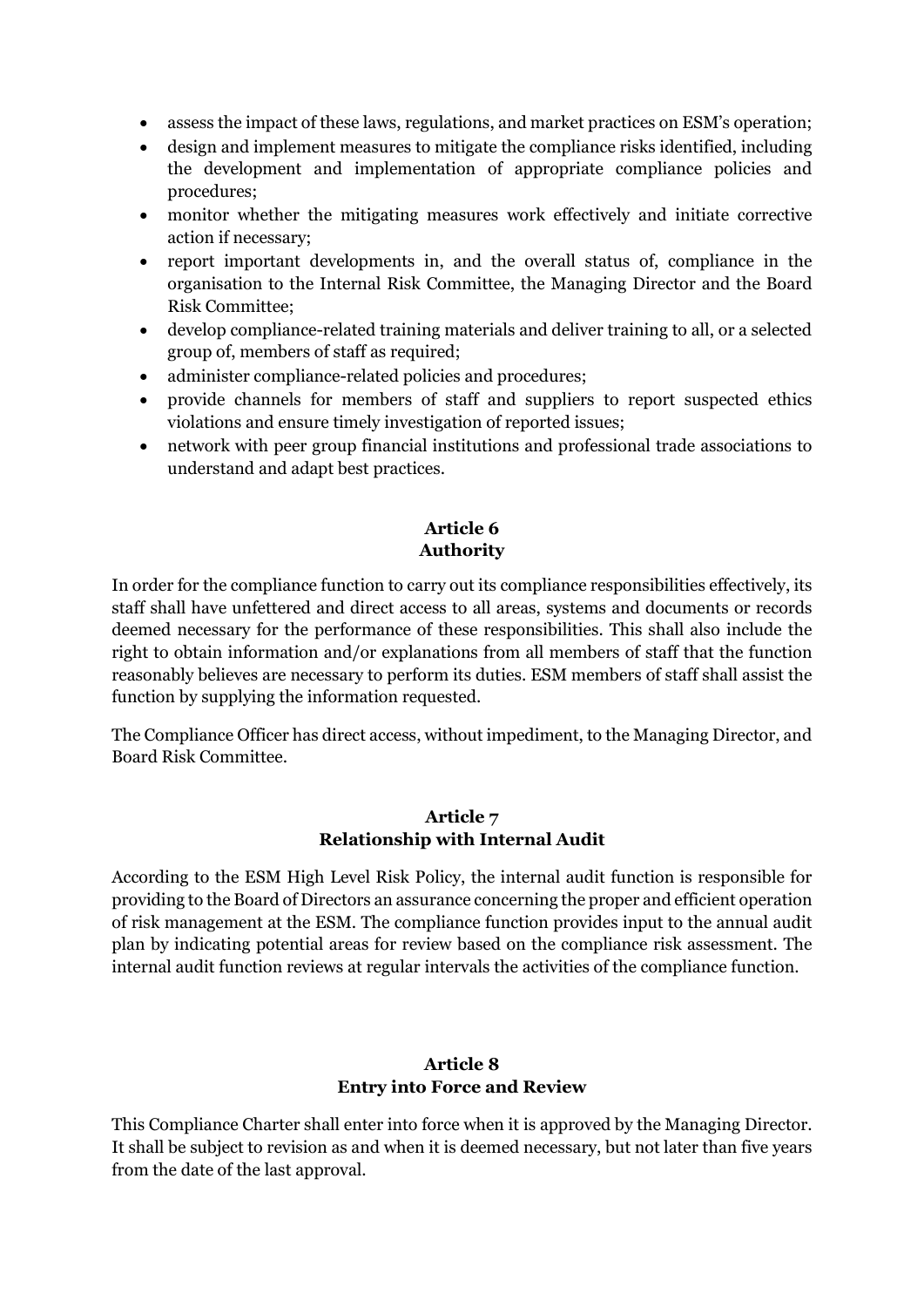- assess the impact of these laws, regulations, and market practices on ESM's operation;
- design and implement measures to mitigate the compliance risks identified, including the development and implementation of appropriate compliance policies and procedures;
- monitor whether the mitigating measures work effectively and initiate corrective action if necessary;
- report important developments in, and the overall status of, compliance in the organisation to the Internal Risk Committee, the Managing Director and the Board Risk Committee;
- develop compliance-related training materials and deliver training to all, or a selected group of, members of staff as required;
- administer compliance-related policies and procedures;
- provide channels for members of staff and suppliers to report suspected ethics violations and ensure timely investigation of reported issues;
- network with peer group financial institutions and professional trade associations to understand and adapt best practices.

## Article 6
## Authority

In order for the compliance function to carry out its compliance responsibilities effectively, its staff shall have unfettered and direct access to all areas, systems and documents or records deemed necessary for the performance of these responsibilities. This shall also include the right to obtain information and/or explanations from all members of staff that the function reasonably believes are necessary to perform its duties. ESM members of staff shall assist the function by supplying the information requested.

The Compliance Officer has direct access, without impediment, to the Managing Director, and Board Risk Committee.

## Article 7
## Relationship with Internal Audit

According to the ESM High Level Risk Policy, the internal audit function is responsible for providing to the Board of Directors an assurance concerning the proper and efficient operation of risk management at the ESM. The compliance function provides input to the annual audit plan by indicating potential areas for review based on the compliance risk assessment. The internal audit function reviews at regular intervals the activities of the compliance function.

## Article 8
## Entry into Force and Review

This Compliance Charter shall enter into force when it is approved by the Managing Director. It shall be subject to revision as and when it is deemed necessary, but not later than five years from the date of the last approval.